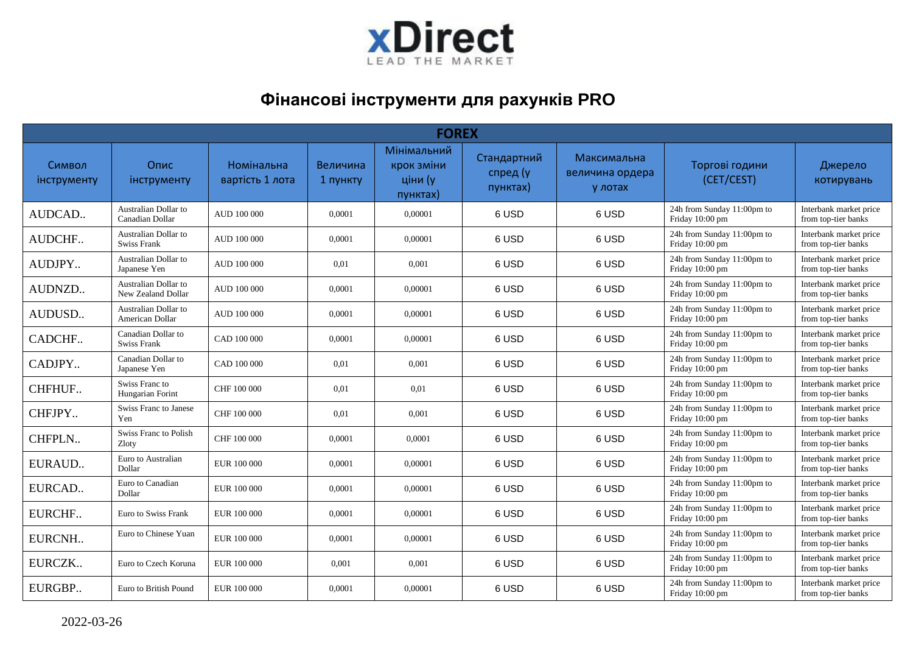xDirect

LEAD THE MARKET

# Фінансові інструменти для рахунків PRO

| FOREX | | | | | | | | |
|---|---|---|---|---|---|---|---|---|
| Символ інструменту | Опис інструменту | Номінальна вартість 1 лота | Величина 1 пункту | Мінімальний крок зміни ціни (у пунктах) | Стандартний спред (у пунктах) | Максимальна величина ордера у лотах | Торгові години (CET/CEST) | Джерело котирувань |
| AUDCAD.. | Australian Dollar to Canadian Dollar | AUD 100 000 | 0,0001 | 0,00001 | 6 USD | 6 USD | 24h from Sunday 11:00pm to Friday 10:00 pm | Interbank market price from top-tier banks |
| AUDCHF.. | Australian Dollar to Swiss Frank | AUD 100 000 | 0,0001 | 0,00001 | 6 USD | 6 USD | 24h from Sunday 11:00pm to Friday 10:00 pm | Interbank market price from top-tier banks |
| AUDJPY.. | Australian Dollar to Japanese Yen | AUD 100 000 | 0,01 | 0,001 | 6 USD | 6 USD | 24h from Sunday 11:00pm to Friday 10:00 pm | Interbank market price from top-tier banks |
| AUDNZD.. | Australian Dollar to New Zealand Dollar | AUD 100 000 | 0,0001 | 0,00001 | 6 USD | 6 USD | 24h from Sunday 11:00pm to Friday 10:00 pm | Interbank market price from top-tier banks |
| AUDUSD.. | Australian Dollar to American Dollar | AUD 100 000 | 0,0001 | 0,00001 | 6 USD | 6 USD | 24h from Sunday 11:00pm to Friday 10:00 pm | Interbank market price from top-tier banks |
| CADCHF.. | Canadian Dollar to Swiss Frank | CAD 100 000 | 0,0001 | 0,00001 | 6 USD | 6 USD | 24h from Sunday 11:00pm to Friday 10:00 pm | Interbank market price from top-tier banks |
| CADJPY.. | Canadian Dollar to Japanese Yen | CAD 100 000 | 0,01 | 0,001 | 6 USD | 6 USD | 24h from Sunday 11:00pm to Friday 10:00 pm | Interbank market price from top-tier banks |
| CHFHUF.. | Swiss Franc to Hungarian Forint | CHF 100 000 | 0,01 | 0,01 | 6 USD | 6 USD | 24h from Sunday 11:00pm to Friday 10:00 pm | Interbank market price from top-tier banks |
| CHFJPY.. | Swiss Franc to Janese Yen | CHF 100 000 | 0,01 | 0,001 | 6 USD | 6 USD | 24h from Sunday 11:00pm to Friday 10:00 pm | Interbank market price from top-tier banks |
| CHFPLN.. | Swiss Franc to Polish Zloty | CHF 100 000 | 0,0001 | 0,0001 | 6 USD | 6 USD | 24h from Sunday 11:00pm to Friday 10:00 pm | Interbank market price from top-tier banks |
| EURAUD.. | Euro to Australian Dollar | EUR 100 000 | 0,0001 | 0,00001 | 6 USD | 6 USD | 24h from Sunday 11:00pm to Friday 10:00 pm | Interbank market price from top-tier banks |
| EURCAD.. | Euro to Canadian Dollar | EUR 100 000 | 0,0001 | 0,00001 | 6 USD | 6 USD | 24h from Sunday 11:00pm to Friday 10:00 pm | Interbank market price from top-tier banks |
| EURCHF.. | Euro to Swiss Frank | EUR 100 000 | 0,0001 | 0,00001 | 6 USD | 6 USD | 24h from Sunday 11:00pm to Friday 10:00 pm | Interbank market price from top-tier banks |
| EURCNH.. | Euro to Chinese Yuan | EUR 100 000 | 0,0001 | 0,00001 | 6 USD | 6 USD | 24h from Sunday 11:00pm to Friday 10:00 pm | Interbank market price from top-tier banks |
| EURCZK.. | Euro to Czech Koruna | EUR 100 000 | 0,001 | 0,001 | 6 USD | 6 USD | 24h from Sunday 11:00pm to Friday 10:00 pm | Interbank market price from top-tier banks |
| EURGBP.. | Euro to British Pound | EUR 100 000 | 0,0001 | 0,00001 | 6 USD | 6 USD | 24h from Sunday 11:00pm to Friday 10:00 pm | Interbank market price from top-tier banks |

2022-03-26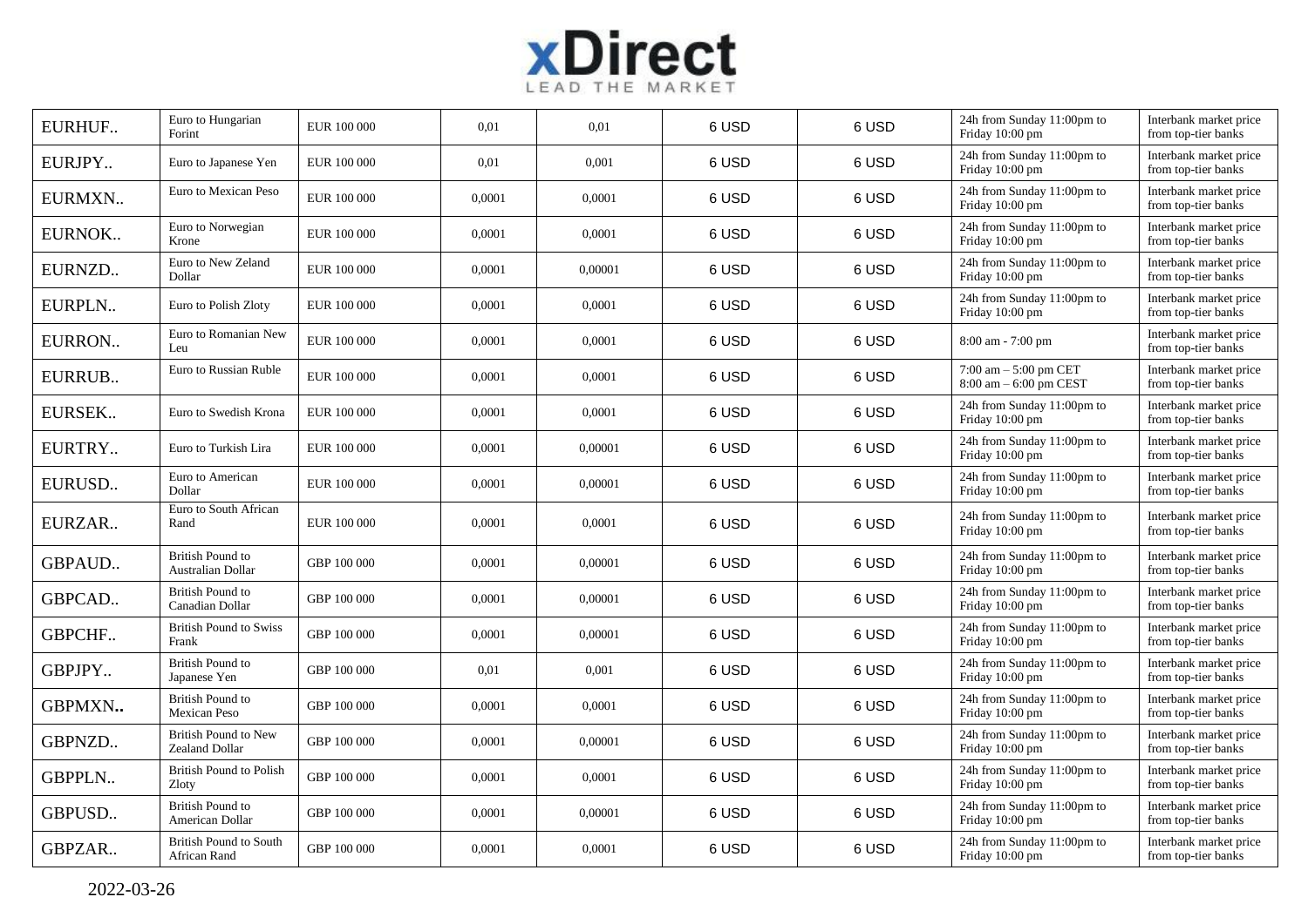| EURHUF.. | Euro to Hungarian Forint | EUR 100 000 | 0,01 | 0,01 | 6 USD | 6 USD | 24h from Sunday 11:00pm to Friday 10:00 pm | Interbank market price from top-tier banks |
|---|---|---|---|---|---|---|---|---|
| EURJPY.. | Euro to Japanese Yen | EUR 100 000 | 0,01 | 0,001 | 6 USD | 6 USD | 24h from Sunday 11:00pm to Friday 10:00 pm | Interbank market price from top-tier banks |
| EURMXN.. | Euro to Mexican Peso | EUR 100 000 | 0,0001 | 0,0001 | 6 USD | 6 USD | 24h from Sunday 11:00pm to Friday 10:00 pm | Interbank market price from top-tier banks |
| EURNOK.. | Euro to Norwegian Krone | EUR 100 000 | 0,0001 | 0,0001 | 6 USD | 6 USD | 24h from Sunday 11:00pm to Friday 10:00 pm | Interbank market price from top-tier banks |
| EURNZD.. | Euro to New Zeland Dollar | EUR 100 000 | 0,0001 | 0,00001 | 6 USD | 6 USD | 24h from Sunday 11:00pm to Friday 10:00 pm | Interbank market price from top-tier banks |
| EURPLN.. | Euro to Polish Zloty | EUR 100 000 | 0,0001 | 0,0001 | 6 USD | 6 USD | 24h from Sunday 11:00pm to Friday 10:00 pm | Interbank market price from top-tier banks |
| EURRON.. | Euro to Romanian New Leu | EUR 100 000 | 0,0001 | 0,0001 | 6 USD | 6 USD | 8:00 am - 7:00 pm | Interbank market price from top-tier banks |
| EURRUB.. | Euro to Russian Ruble | EUR 100 000 | 0,0001 | 0,0001 | 6 USD | 6 USD | 7:00 am – 5:00 pm CET 8:00 am – 6:00 pm CEST | Interbank market price from top-tier banks |
| EURSEK.. | Euro to Swedish Krona | EUR 100 000 | 0,0001 | 0,0001 | 6 USD | 6 USD | 24h from Sunday 11:00pm to Friday 10:00 pm | Interbank market price from top-tier banks |
| EURTRY.. | Euro to Turkish Lira | EUR 100 000 | 0,0001 | 0,00001 | 6 USD | 6 USD | 24h from Sunday 11:00pm to Friday 10:00 pm | Interbank market price from top-tier banks |
| EURUSD.. | Euro to American Dollar | EUR 100 000 | 0,0001 | 0,00001 | 6 USD | 6 USD | 24h from Sunday 11:00pm to Friday 10:00 pm | Interbank market price from top-tier banks |
| EURZAR.. | Euro to South African Rand | EUR 100 000 | 0,0001 | 0,0001 | 6 USD | 6 USD | 24h from Sunday 11:00pm to Friday 10:00 pm | Interbank market price from top-tier banks |
| GBPAUD.. | British Pound to Australian Dollar | GBP 100 000 | 0,0001 | 0,00001 | 6 USD | 6 USD | 24h from Sunday 11:00pm to Friday 10:00 pm | Interbank market price from top-tier banks |
| GBPCAD.. | British Pound to Canadian Dollar | GBP 100 000 | 0,0001 | 0,00001 | 6 USD | 6 USD | 24h from Sunday 11:00pm to Friday 10:00 pm | Interbank market price from top-tier banks |
| GBPCHF.. | British Pound to Swiss Frank | GBP 100 000 | 0,0001 | 0,00001 | 6 USD | 6 USD | 24h from Sunday 11:00pm to Friday 10:00 pm | Interbank market price from top-tier banks |
| GBPJPY.. | British Pound to Japanese Yen | GBP 100 000 | 0,01 | 0,001 | 6 USD | 6 USD | 24h from Sunday 11:00pm to Friday 10:00 pm | Interbank market price from top-tier banks |
| GBPMXN.. | British Pound to Mexican Peso | GBP 100 000 | 0,0001 | 0,0001 | 6 USD | 6 USD | 24h from Sunday 11:00pm to Friday 10:00 pm | Interbank market price from top-tier banks |
| GBPNZD.. | British Pound to New Zealand Dollar | GBP 100 000 | 0,0001 | 0,00001 | 6 USD | 6 USD | 24h from Sunday 11:00pm to Friday 10:00 pm | Interbank market price from top-tier banks |
| GBPPLN.. | British Pound to Polish Zloty | GBP 100 000 | 0,0001 | 0,0001 | 6 USD | 6 USD | 24h from Sunday 11:00pm to Friday 10:00 pm | Interbank market price from top-tier banks |
| GBPUSD.. | British Pound to American Dollar | GBP 100 000 | 0,0001 | 0,00001 | 6 USD | 6 USD | 24h from Sunday 11:00pm to Friday 10:00 pm | Interbank market price from top-tier banks |
| GBPZAR.. | British Pound to South African Rand | GBP 100 000 | 0,0001 | 0,0001 | 6 USD | 6 USD | 24h from Sunday 11:00pm to Friday 10:00 pm | Interbank market price from top-tier banks |

2022-03-26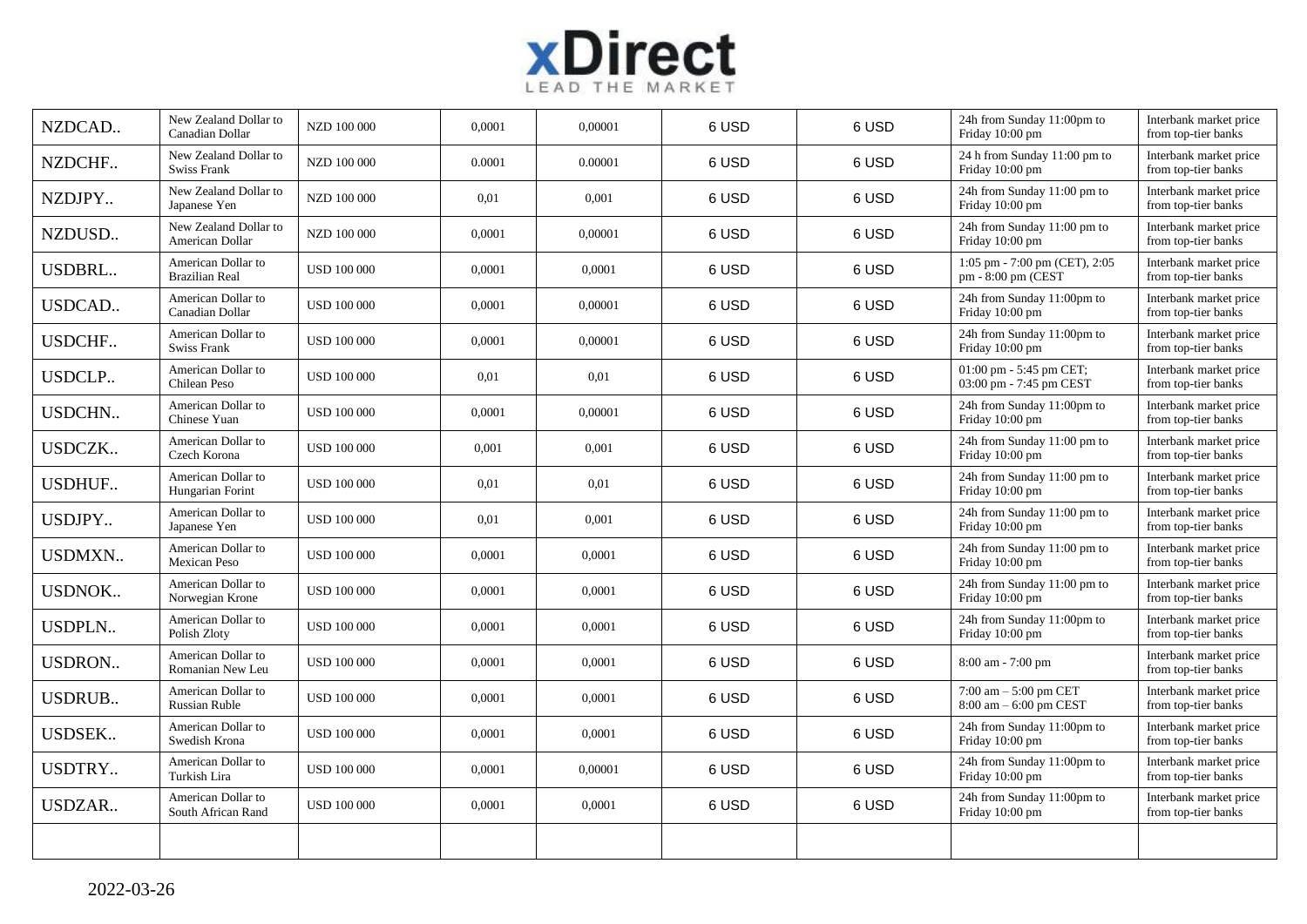| | | | | | | | | |
|---|---|---|---|---|---|---|---|---|
| NZDCAD.. | New Zealand Dollar to Canadian Dollar | NZD 100 000 | 0,0001 | 0,00001 | 6 USD | 6 USD | 24h from Sunday 11:00pm to Friday 10:00 pm | Interbank market price from top-tier banks |
| NZDCHF.. | New Zealand Dollar to Swiss Frank | NZD 100 000 | 0.0001 | 0.00001 | 6 USD | 6 USD | 24 h from Sunday 11:00 pm to Friday 10:00 pm | Interbank market price from top-tier banks |
| NZDJPY.. | New Zealand Dollar to Japanese Yen | NZD 100 000 | 0,01 | 0,001 | 6 USD | 6 USD | 24h from Sunday 11:00 pm to Friday 10:00 pm | Interbank market price from top-tier banks |
| NZDUSD.. | New Zealand Dollar to American Dollar | NZD 100 000 | 0,0001 | 0,00001 | 6 USD | 6 USD | 24h from Sunday 11:00 pm to Friday 10:00 pm | Interbank market price from top-tier banks |
| USDBRL.. | American Dollar to Brazilian Real | USD 100 000 | 0,0001 | 0,0001 | 6 USD | 6 USD | 1:05 pm - 7:00 pm (CET), 2:05 pm - 8:00 pm (CEST | Interbank market price from top-tier banks |
| USDCAD.. | American Dollar to Canadian Dollar | USD 100 000 | 0,0001 | 0,00001 | 6 USD | 6 USD | 24h from Sunday 11:00pm to Friday 10:00 pm | Interbank market price from top-tier banks |
| USDCHF.. | American Dollar to Swiss Frank | USD 100 000 | 0,0001 | 0,00001 | 6 USD | 6 USD | 24h from Sunday 11:00pm to Friday 10:00 pm | Interbank market price from top-tier banks |
| USDCLP.. | American Dollar to Chilean Peso | USD 100 000 | 0,01 | 0,01 | 6 USD | 6 USD | 01:00 pm - 5:45 pm CET; 03:00 pm - 7:45 pm CEST | Interbank market price from top-tier banks |
| USDCHN.. | American Dollar to Chinese Yuan | USD 100 000 | 0,0001 | 0,00001 | 6 USD | 6 USD | 24h from Sunday 11:00pm to Friday 10:00 pm | Interbank market price from top-tier banks |
| USDCZK.. | American Dollar to Czech Korona | USD 100 000 | 0,001 | 0,001 | 6 USD | 6 USD | 24h from Sunday 11:00 pm to Friday 10:00 pm | Interbank market price from top-tier banks |
| USDHUF.. | American Dollar to Hungarian Forint | USD 100 000 | 0,01 | 0,01 | 6 USD | 6 USD | 24h from Sunday 11:00 pm to Friday 10:00 pm | Interbank market price from top-tier banks |
| USDJPY.. | American Dollar to Japanese Yen | USD 100 000 | 0,01 | 0,001 | 6 USD | 6 USD | 24h from Sunday 11:00 pm to Friday 10:00 pm | Interbank market price from top-tier banks |
| USDMXN.. | American Dollar to Mexican Peso | USD 100 000 | 0,0001 | 0,0001 | 6 USD | 6 USD | 24h from Sunday 11:00 pm to Friday 10:00 pm | Interbank market price from top-tier banks |
| USDNOK.. | American Dollar to Norwegian Krone | USD 100 000 | 0,0001 | 0,0001 | 6 USD | 6 USD | 24h from Sunday 11:00 pm to Friday 10:00 pm | Interbank market price from top-tier banks |
| USDPLN.. | American Dollar to Polish Zloty | USD 100 000 | 0,0001 | 0,0001 | 6 USD | 6 USD | 24h from Sunday 11:00pm to Friday 10:00 pm | Interbank market price from top-tier banks |
| USDRON.. | American Dollar to Romanian New Leu | USD 100 000 | 0,0001 | 0,0001 | 6 USD | 6 USD | 8:00 am - 7:00 pm | Interbank market price from top-tier banks |
| USDRUB.. | American Dollar to Russian Ruble | USD 100 000 | 0,0001 | 0,0001 | 6 USD | 6 USD | 7:00 am – 5:00 pm CET 8:00 am – 6:00 pm CEST | Interbank market price from top-tier banks |
| USDSEK.. | American Dollar to Swedish Krona | USD 100 000 | 0,0001 | 0,0001 | 6 USD | 6 USD | 24h from Sunday 11:00pm to Friday 10:00 pm | Interbank market price from top-tier banks |
| USDTRY.. | American Dollar to Turkish Lira | USD 100 000 | 0,0001 | 0,00001 | 6 USD | 6 USD | 24h from Sunday 11:00pm to Friday 10:00 pm | Interbank market price from top-tier banks |
| USDZAR.. | American Dollar to South African Rand | USD 100 000 | 0,0001 | 0,0001 | 6 USD | 6 USD | 24h from Sunday 11:00pm to Friday 10:00 pm | Interbank market price from top-tier banks |
| | | | | | | | | |

2022-03-26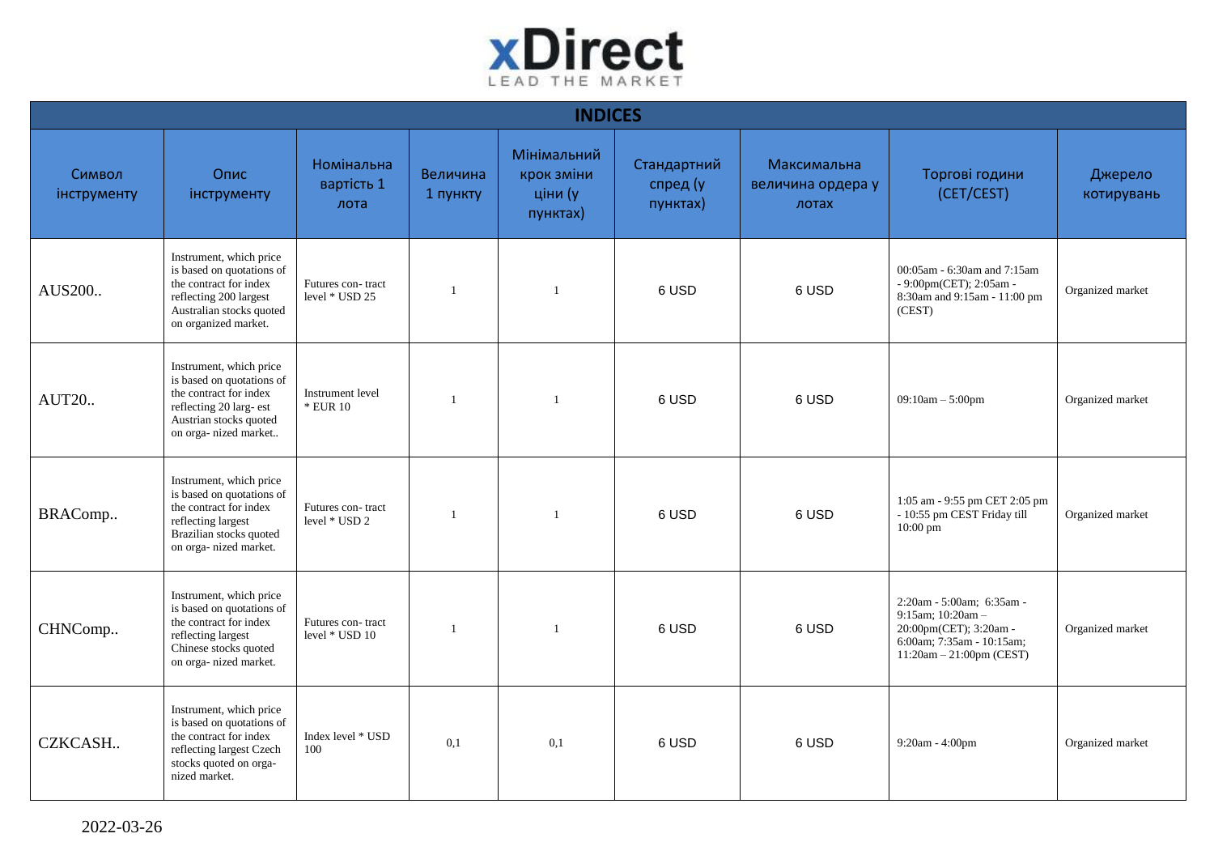xDirect

LEAD THE MARKET

| INDICES | | | | | | | | |
|---|---|---|---|---|---|---|---|---|
| Символ інструменту | Опис інструменту | Номінальна вартість 1 лота | Величина 1 пункту | Мінімальний крок зміни ціни (у пунктах) | Стандартний спред (у пунктах) | Максимальна величина ордера у лотах | Торгові години (CET/CEST) | Джерело котирувань |
| AUS200.. | Instrument, which price is based on quotations of the contract for index reflecting 200 largest Australian stocks quoted on organized market. | Futures con- tract level * USD 25 | 1 | 1 | 6 USD | 6 USD | 00:05am - 6:30am and 7:15am - 9:00pm(CET); 2:05am - 8:30am and 9:15am - 11:00 pm (CEST) | Organized market |
| AUT20.. | Instrument, which price is based on quotations of the contract for index reflecting 20 larg- est Austrian stocks quoted on orga- nized market.. | Instrument level * EUR 10 | 1 | 1 | 6 USD | 6 USD | 09:10am – 5:00pm | Organized market |
| BRAComp.. | Instrument, which price is based on quotations of the contract for index reflecting largest Brazilian stocks quoted on orga- nized market. | Futures con- tract level * USD 2 | 1 | 1 | 6 USD | 6 USD | 1:05 am - 9:55 pm CET 2:05 pm - 10:55 pm CEST Friday till 10:00 pm | Organized market |
| CHNComp.. | Instrument, which price is based on quotations of the contract for index reflecting largest Chinese stocks quoted on orga- nized market. | Futures con- tract level * USD 10 | 1 | 1 | 6 USD | 6 USD | 2:20am - 5:00am; 6:35am - 9:15am; 10:20am – 20:00pm(CET); 3:20am - 6:00am; 7:35am - 10:15am; 11:20am – 21:00pm (CEST) | Organized market |
| CZKCASH.. | Instrument, which price is based on quotations of the contract for index reflecting largest Czech stocks quoted on orga- nized market. | Index level * USD 100 | 0,1 | 0,1 | 6 USD | 6 USD | 9:20am - 4:00pm | Organized market |

2022-03-26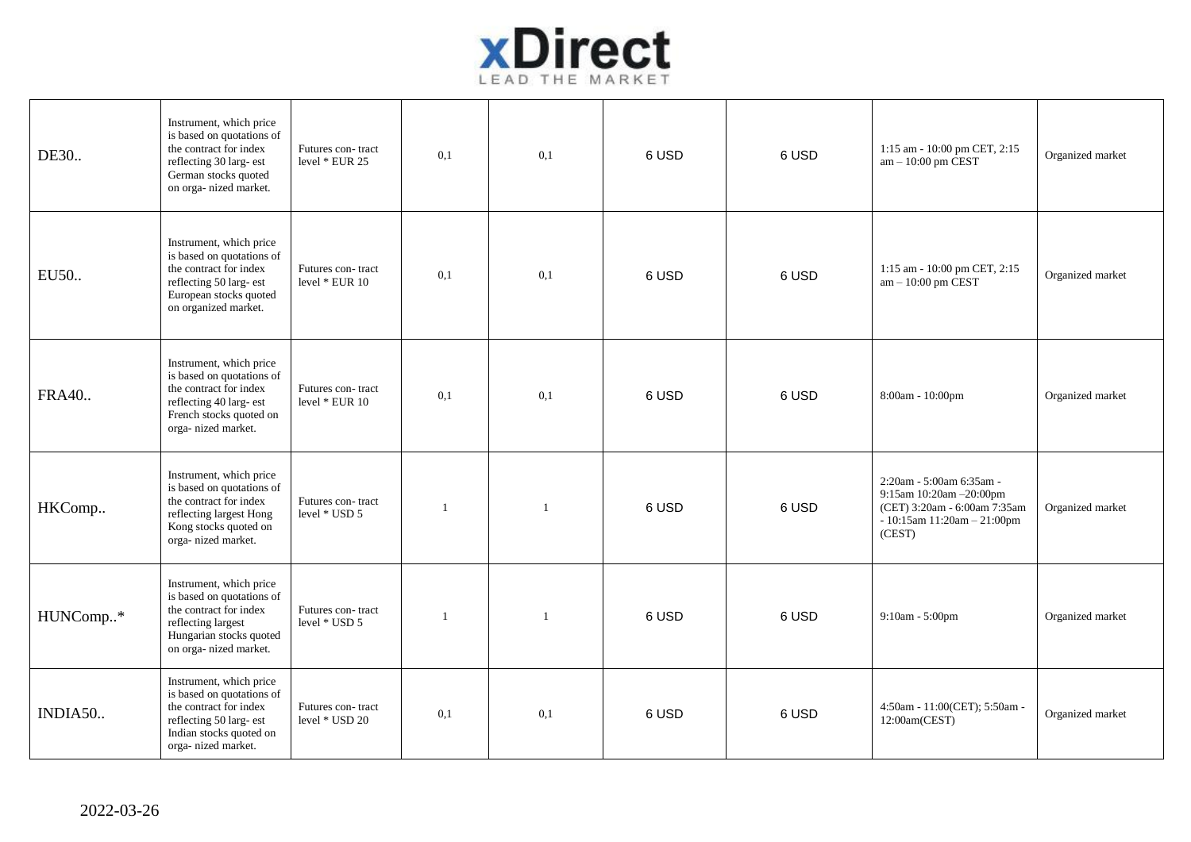| | | | | | | | | |
|---|---|---|---|---|---|---|---|---|
| DE30.. | Instrument, which price is based on quotations of the contract for index reflecting 30 larg- est German stocks quoted on orga- nized market. | Futures con- tract level * EUR 25 | 0,1 | 0,1 | 6 USD | 6 USD | 1:15 am - 10:00 pm CET, 2:15 am – 10:00 pm CEST | Organized market |
| EU50.. | Instrument, which price is based on quotations of the contract for index reflecting 50 larg- est European stocks quoted on organized market. | Futures con- tract level * EUR 10 | 0,1 | 0,1 | 6 USD | 6 USD | 1:15 am - 10:00 pm CET, 2:15 am – 10:00 pm CEST | Organized market |
| FRA40.. | Instrument, which price is based on quotations of the contract for index reflecting 40 larg- est French stocks quoted on orga- nized market. | Futures con- tract level * EUR 10 | 0,1 | 0,1 | 6 USD | 6 USD | 8:00am - 10:00pm | Organized market |
| HKComp.. | Instrument, which price is based on quotations of the contract for index reflecting largest Hong Kong stocks quoted on orga- nized market. | Futures con- tract level * USD 5 | 1 | 1 | 6 USD | 6 USD | 2:20am - 5:00am 6:35am - 9:15am 10:20am –20:00pm (CET) 3:20am - 6:00am 7:35am - 10:15am 11:20am – 21:00pm (CEST) | Organized market |
| HUNComp..* | Instrument, which price is based on quotations of the contract for index reflecting largest Hungarian stocks quoted on orga- nized market. | Futures con- tract level * USD 5 | 1 | 1 | 6 USD | 6 USD | 9:10am - 5:00pm | Organized market |
| INDIA50.. | Instrument, which price is based on quotations of the contract for index reflecting 50 larg- est Indian stocks quoted on orga- nized market. | Futures con- tract level * USD 20 | 0,1 | 0,1 | 6 USD | 6 USD | 4:50am - 11:00(CET); 5:50am - 12:00am(CEST) | Organized market |

2022-03-26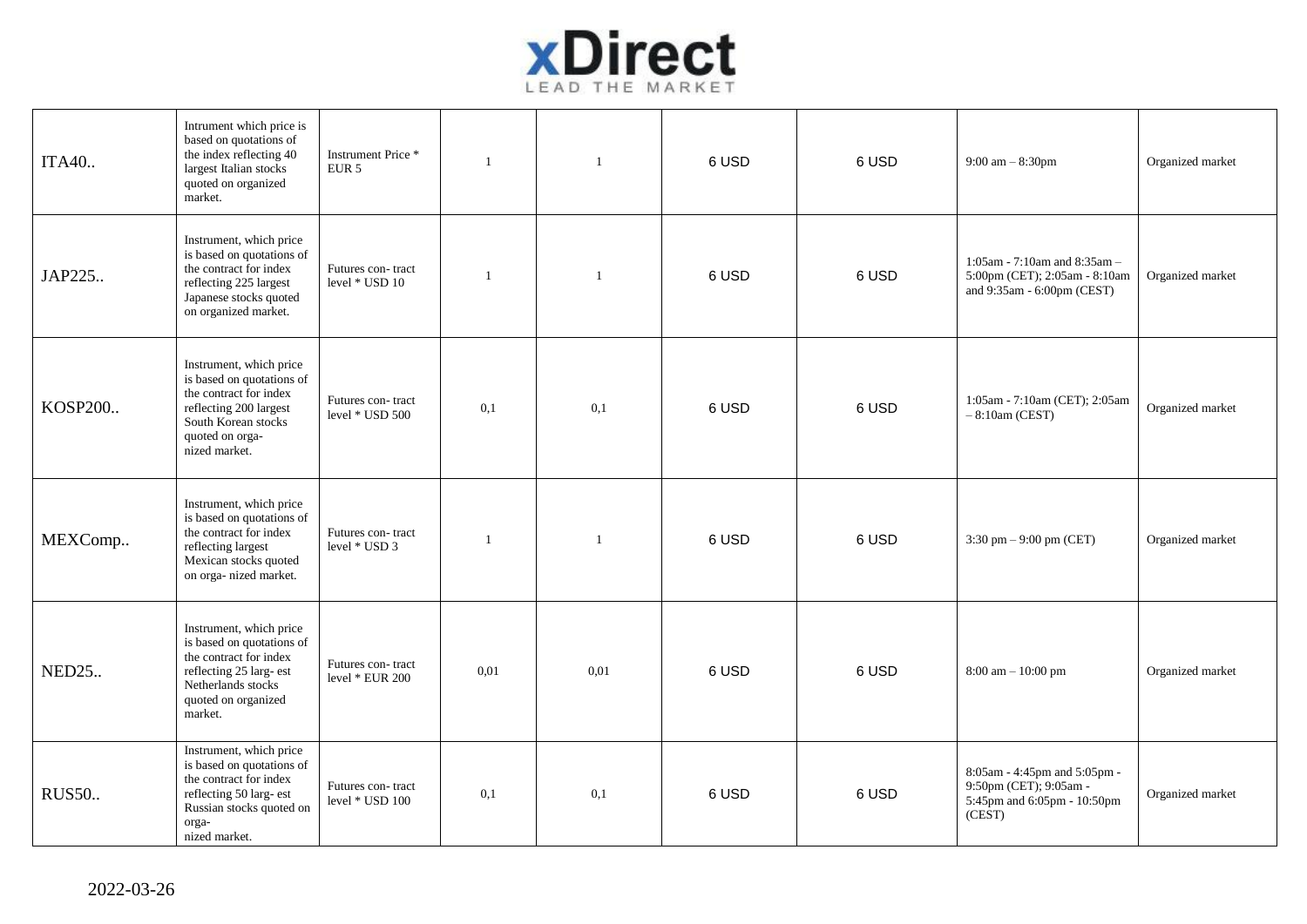| | | | | | | | | |
|---|---|---|---|---|---|---|---|---|
| ITA40.. | Intrument which price is based on quotations of the index reflecting 40 largest Italian stocks quoted on organized market. | Instrument Price * EUR 5 | 1 | 1 | 6 USD | 6 USD | 9:00 am – 8:30pm | Organized market |
| JAP225.. | Instrument, which price is based on quotations of the contract for index reflecting 225 largest Japanese stocks quoted on organized market. | Futures con- tract level * USD 10 | 1 | 1 | 6 USD | 6 USD | 1:05am - 7:10am and 8:35am – 5:00pm (CET); 2:05am - 8:10am and 9:35am - 6:00pm (CEST) | Organized market |
| KOSP200.. | Instrument, which price is based on quotations of the contract for index reflecting 200 largest South Korean stocks quoted on orga- nized market. | Futures con- tract level * USD 500 | 0,1 | 0,1 | 6 USD | 6 USD | 1:05am - 7:10am (CET); 2:05am – 8:10am (CEST) | Organized market |
| MEXComp.. | Instrument, which price is based on quotations of the contract for index reflecting largest Mexican stocks quoted on orga- nized market. | Futures con- tract level * USD 3 | 1 | 1 | 6 USD | 6 USD | 3:30 pm – 9:00 pm (CET) | Organized market |
| NED25.. | Instrument, which price is based on quotations of the contract for index reflecting 25 larg- est Netherlands stocks quoted on organized market. | Futures con- tract level * EUR 200 | 0,01 | 0,01 | 6 USD | 6 USD | 8:00 am – 10:00 pm | Organized market |
| RUS50.. | Instrument, which price is based on quotations of the contract for index reflecting 50 larg- est Russian stocks quoted on orga- nized market. | Futures con- tract level * USD 100 | 0,1 | 0,1 | 6 USD | 6 USD | 8:05am - 4:45pm and 5:05pm - 9:50pm (CET); 9:05am - 5:45pm and 6:05pm - 10:50pm (CEST) | Organized market |

2022-03-26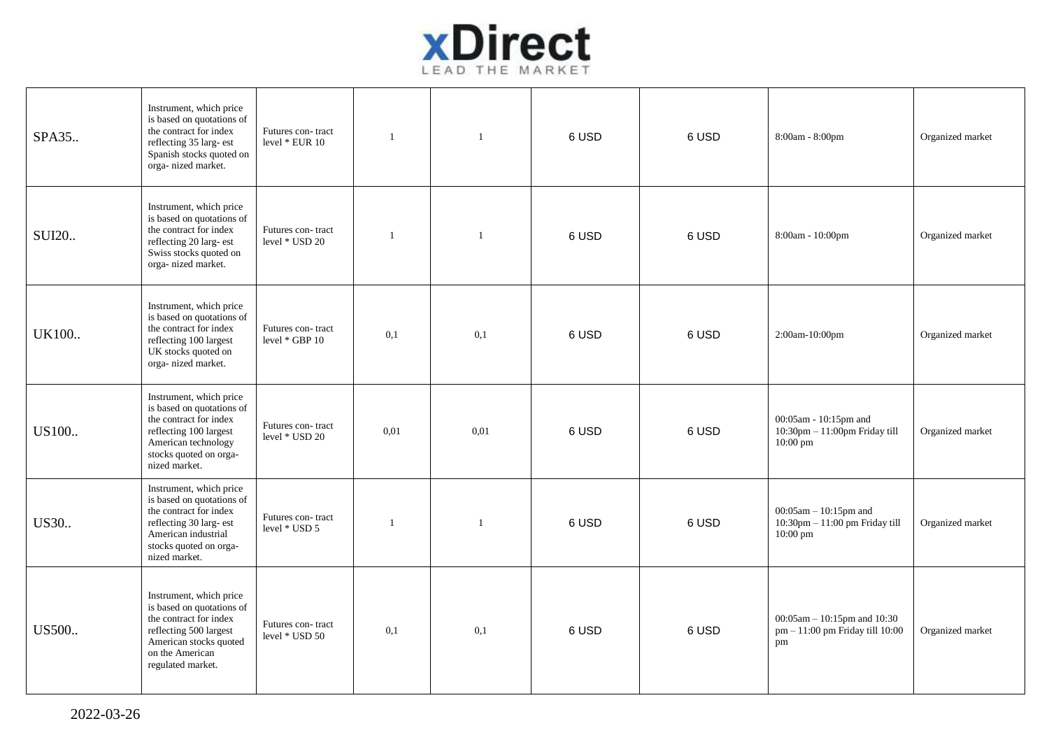| | | | | | | | | |
|---|---|---|---|---|---|---|---|---|
| SPA35.. | Instrument, which price is based on quotations of the contract for index reflecting 35 larg- est Spanish stocks quoted on orga- nized market. | Futures con- tract level * EUR 10 | 1 | 1 | 6 USD | 6 USD | 8:00am - 8:00pm | Organized market |
| SUI20.. | Instrument, which price is based on quotations of the contract for index reflecting 20 larg- est Swiss stocks quoted on orga- nized market. | Futures con- tract level * USD 20 | 1 | 1 | 6 USD | 6 USD | 8:00am - 10:00pm | Organized market |
| UK100.. | Instrument, which price is based on quotations of the contract for index reflecting 100 largest UK stocks quoted on orga- nized market. | Futures con- tract level * GBP 10 | 0,1 | 0,1 | 6 USD | 6 USD | 2:00am-10:00pm | Organized market |
| US100.. | Instrument, which price is based on quotations of the contract for index reflecting 100 largest American technology stocks quoted on orga- nized market. | Futures con- tract level * USD 20 | 0,01 | 0,01 | 6 USD | 6 USD | 00:05am - 10:15pm and 10:30pm – 11:00pm Friday till 10:00 pm | Organized market |
| US30.. | Instrument, which price is based on quotations of the contract for index reflecting 30 larg- est American industrial stocks quoted on orga- nized market. | Futures con- tract level * USD 5 | 1 | 1 | 6 USD | 6 USD | 00:05am – 10:15pm and 10:30pm – 11:00 pm Friday till 10:00 pm | Organized market |
| US500.. | Instrument, which price is based on quotations of the contract for index reflecting 500 largest American stocks quoted on the American regulated market. | Futures con- tract level * USD 50 | 0,1 | 0,1 | 6 USD | 6 USD | 00:05am – 10:15pm and 10:30 pm – 11:00 pm Friday till 10:00 pm | Organized market |

2022-03-26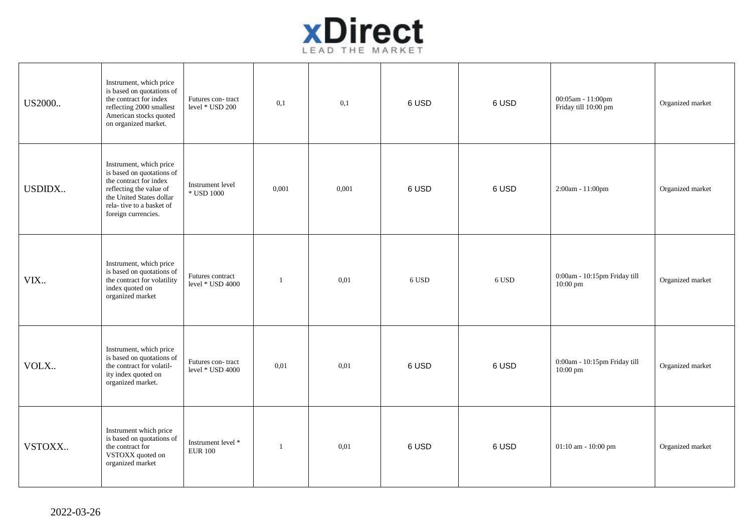| | | | | | | | | |
|---|---|---|---|---|---|---|---|---|
| US2000.. | Instrument, which price is based on quotations of the contract for index reflecting 2000 smallest American stocks quoted on organized market. | Futures con- tract level * USD 200 | 0,1 | 0,1 | 6 USD | 6 USD | 00:05am - 11:00pm Friday till 10:00 pm | Organized market |
| USDIDX.. | Instrument, which price is based on quotations of the contract for index reflecting the value of the United States dollar rela- tive to a basket of foreign currencies. | Instrument level * USD 1000 | 0,001 | 0,001 | 6 USD | 6 USD | 2:00am - 11:00pm | Organized market |
| VIX.. | Instrument, which price is based on quotations of the contract for volatility index quoted on organized market | Futures contract level * USD 4000 | 1 | 0,01 | 6 USD | 6 USD | 0:00am - 10:15pm Friday till 10:00 pm | Organized market |
| VOLX.. | Instrument, which price is based on quotations of the contract for volatil- ity index quoted on organized market. | Futures con- tract level * USD 4000 | 0,01 | 0,01 | 6 USD | 6 USD | 0:00am - 10:15pm Friday till 10:00 pm | Organized market |
| VSTOXX.. | Instrument which price is based on quotations of the contract for VSTOXX quoted on organized market | Instrument level * EUR 100 | 1 | 0,01 | 6 USD | 6 USD | 01:10 am - 10:00 pm | Organized market |

2022-03-26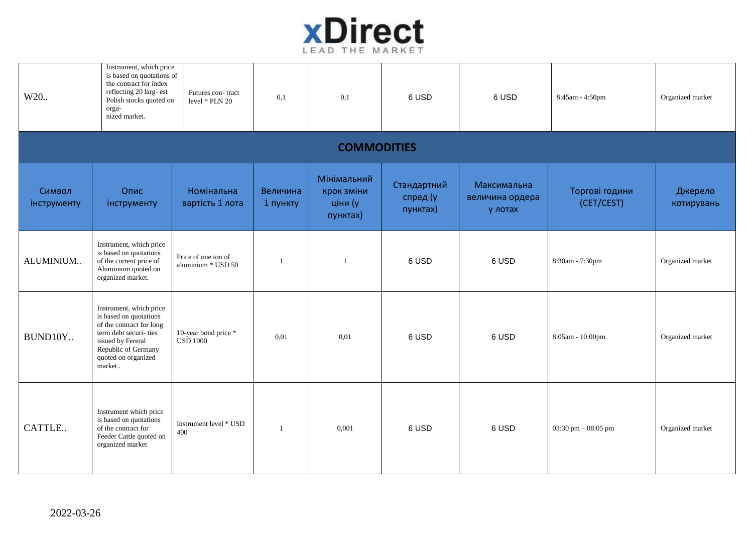| W20.. | Instrument, which price is based on quotations of the contract for index reflecting 20 larg- est Polish stocks quoted on orga- nized market. | Futures con- tract level * PLN 20 | 0,1 | 0,1 | 6 USD | 6 USD | 8:45am - 4:50pm | Organized market |
|---|---|---|---|---|---|---|---|---|

## COMMODITIES

| Символ інструменту | Опис інструменту | Номінальна вартість 1 лота | Величина 1 пункту | Мінімальний крок зміни ціни (у пунктах) | Стандартний спред (у пунктах) | Максимальна величина ордера у лотах | Торгові години (CET/CEST) | Джерело котирувань |
|---|---|---|---|---|---|---|---|---|
| ALUMINIUM.. | Instrument, which price is based on quotations of the current price of Aluminium quoted on organized market. | Price of one ton of aluminium * USD 50 | 1 | 1 | 6 USD | 6 USD | 8:30am - 7:30pm | Organized market |
| BUND10Y.. | Instrument, which price is based on quotations of the contract for long term debt securi- ties issued by Fereral Republic of Germany quoted on organized market.. | 10-year bond price * USD 1000 | 0,01 | 0,01 | 6 USD | 6 USD | 8:05am - 10:00pm | Organized market |
| CATTLE.. | Instrument which price is based on quotations of the contract for Feeder Cattle quoted on organized market | Instrument level * USD 400 | 1 | 0,001 | 6 USD | 6 USD | 03:30 pm – 08:05 pm | Organized market |

2022-03-26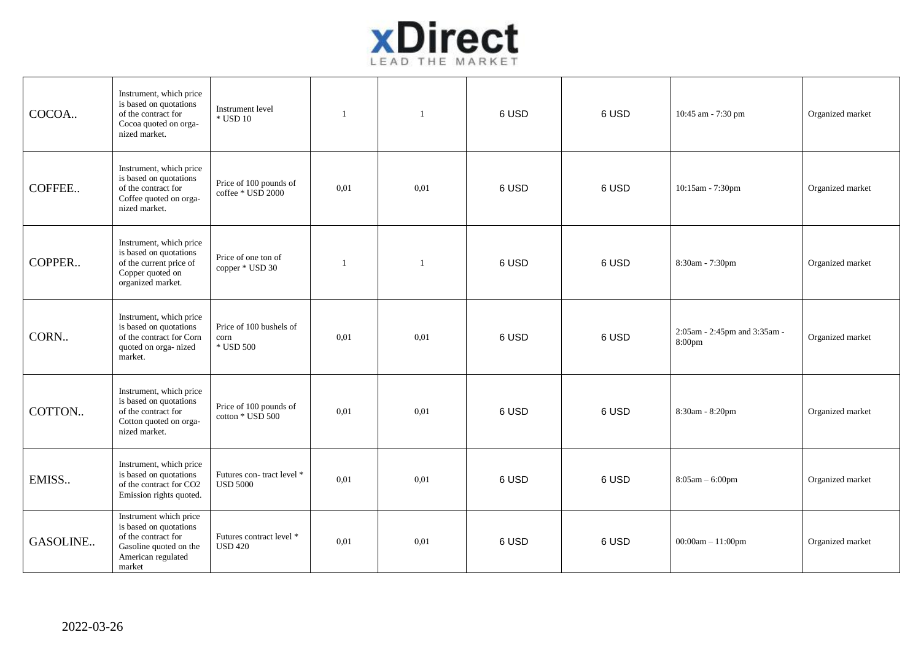| | | | | | | | | |
|---|---|---|---|---|---|---|---|---|
| COCOA.. | Instrument, which price is based on quotations of the contract for Cocoa quoted on orga- nized market. | Instrument level * USD 10 | 1 | 1 | 6 USD | 6 USD | 10:45 am - 7:30 pm | Organized market |
| COFFEE.. | Instrument, which price is based on quotations of the contract for Coffee quoted on orga- nized market. | Price of 100 pounds of coffee * USD 2000 | 0,01 | 0,01 | 6 USD | 6 USD | 10:15am - 7:30pm | Organized market |
| COPPER.. | Instrument, which price is based on quotations of the current price of Copper quoted on organized market. | Price of one ton of copper * USD 30 | 1 | 1 | 6 USD | 6 USD | 8:30am - 7:30pm | Organized market |
| CORN.. | Instrument, which price is based on quotations of the contract for Corn quoted on orga- nized market. | Price of 100 bushels of corn * USD 500 | 0,01 | 0,01 | 6 USD | 6 USD | 2:05am - 2:45pm and 3:35am - 8:00pm | Organized market |
| COTTON.. | Instrument, which price is based on quotations of the contract for Cotton quoted on orga- nized market. | Price of 100 pounds of cotton * USD 500 | 0,01 | 0,01 | 6 USD | 6 USD | 8:30am - 8:20pm | Organized market |
| EMISS.. | Instrument, which price is based on quotations of the contract for CO2 Emission rights quoted. | Futures con- tract level * USD 5000 | 0,01 | 0,01 | 6 USD | 6 USD | 8:05am – 6:00pm | Organized market |
| GASOLINE.. | Instrument which price is based on quotations of the contract for Gasoline quoted on the American regulated market | Futures contract level * USD 420 | 0,01 | 0,01 | 6 USD | 6 USD | 00:00am – 11:00pm | Organized market |

2022-03-26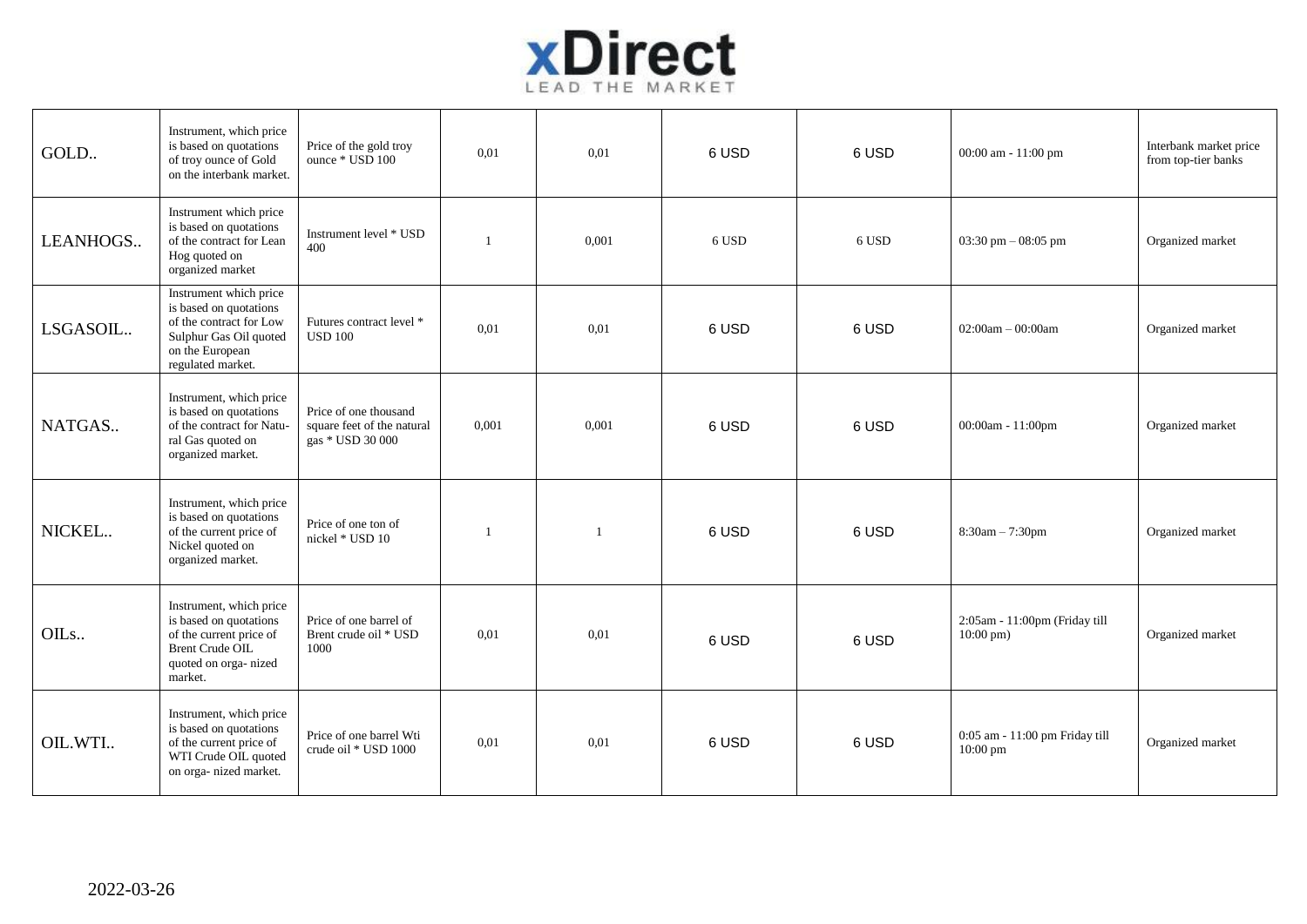| | | | | | | | | |
|---|---|---|---|---|---|---|---|---|
| GOLD.. | Instrument, which price is based on quotations of troy ounce of Gold on the interbank market. | Price of the gold troy ounce * USD 100 | 0,01 | 0,01 | 6 USD | 6 USD | 00:00 am - 11:00 pm | Interbank market price from top-tier banks |
| LEANHOGS.. | Instrument which price is based on quotations of the contract for Lean Hog quoted on organized market | Instrument level * USD 400 | 1 | 0,001 | 6 USD | 6 USD | 03:30 pm – 08:05 pm | Organized market |
| LSGASOIL.. | Instrument which price is based on quotations of the contract for Low Sulphur Gas Oil quoted on the European regulated market. | Futures contract level * USD 100 | 0,01 | 0,01 | 6 USD | 6 USD | 02:00am – 00:00am | Organized market |
| NATGAS.. | Instrument, which price is based on quotations of the contract for Natural Gas quoted on organized market. | Price of one thousand square feet of the natural gas * USD 30 000 | 0,001 | 0,001 | 6 USD | 6 USD | 00:00am - 11:00pm | Organized market |
| NICKEL.. | Instrument, which price is based on quotations of the current price of Nickel quoted on organized market. | Price of one ton of nickel * USD 10 | 1 | 1 | 6 USD | 6 USD | 8:30am – 7:30pm | Organized market |
| OILs.. | Instrument, which price is based on quotations of the current price of Brent Crude OIL quoted on organized market. | Price of one barrel of Brent crude oil * USD 1000 | 0,01 | 0,01 | 6 USD | 6 USD | 2:05am - 11:00pm (Friday till 10:00 pm) | Organized market |
| OIL.WTI.. | Instrument, which price is based on quotations of the current price of WTI Crude OIL quoted on organized market. | Price of one barrel Wti crude oil * USD 1000 | 0,01 | 0,01 | 6 USD | 6 USD | 0:05 am - 11:00 pm Friday till 10:00 pm | Organized market |

2022-03-26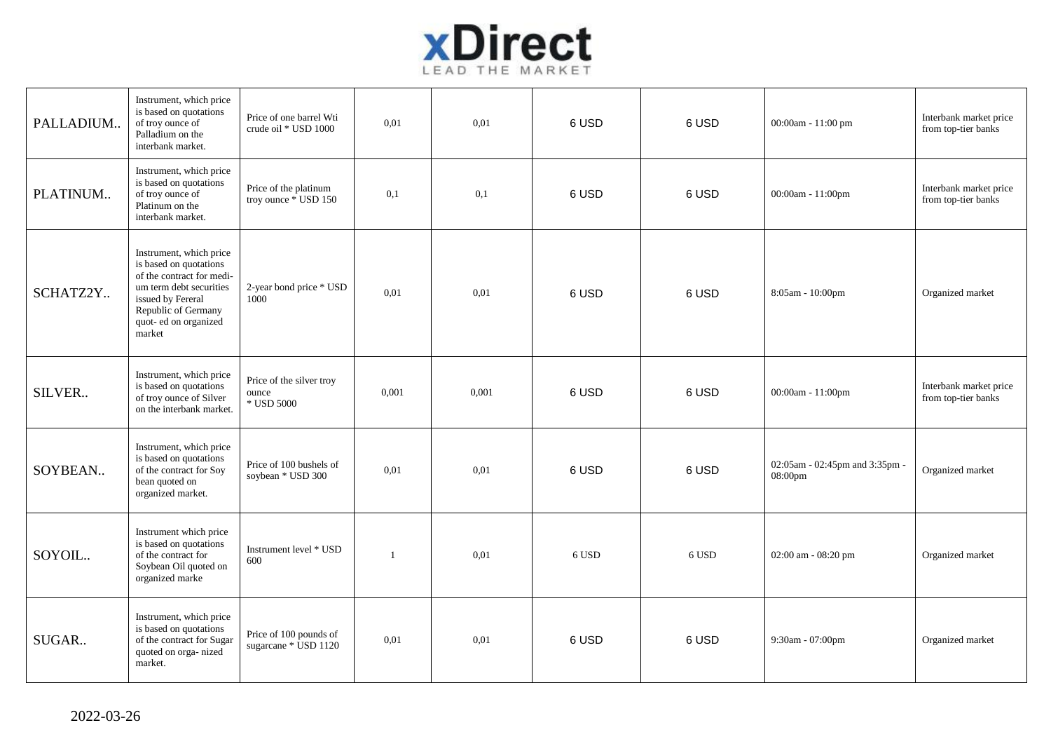| | | | | | | | | |
|---|---|---|---|---|---|---|---|---|
| PALLADIUM.. | Instrument, which price is based on quotations of troy ounce of Palladium on the interbank market. | Price of one barrel Wti crude oil * USD 1000 | 0,01 | 0,01 | 6 USD | 6 USD | 00:00am - 11:00 pm | Interbank market price from top-tier banks |
| PLATINUM.. | Instrument, which price is based on quotations of troy ounce of Platinum on the interbank market. | Price of the platinum troy ounce * USD 150 | 0,1 | 0,1 | 6 USD | 6 USD | 00:00am - 11:00pm | Interbank market price from top-tier banks |
| SCHATZ2Y.. | Instrument, which price is based on quotations of the contract for medi- um term debt securities issued by Fereral Republic of Germany quot- ed on organized market | 2-year bond price * USD 1000 | 0,01 | 0,01 | 6 USD | 6 USD | 8:05am - 10:00pm | Organized market |
| SILVER.. | Instrument, which price is based on quotations of troy ounce of Silver on the interbank market. | Price of the silver troy ounce * USD 5000 | 0,001 | 0,001 | 6 USD | 6 USD | 00:00am - 11:00pm | Interbank market price from top-tier banks |
| SOYBEAN.. | Instrument, which price is based on quotations of the contract for Soy bean quoted on organized market. | Price of 100 bushels of soybean * USD 300 | 0,01 | 0,01 | 6 USD | 6 USD | 02:05am - 02:45pm and 3:35pm - 08:00pm | Organized market |
| SOYOIL.. | Instrument which price is based on quotations of the contract for Soybean Oil quoted on organized marke | Instrument level * USD 600 | 1 | 0,01 | 6 USD | 6 USD | 02:00 am - 08:20 pm | Organized market |
| SUGAR.. | Instrument, which price is based on quotations of the contract for Sugar quoted on orga- nized market. | Price of 100 pounds of sugarcane * USD 1120 | 0,01 | 0,01 | 6 USD | 6 USD | 9:30am - 07:00pm | Organized market |

2022-03-26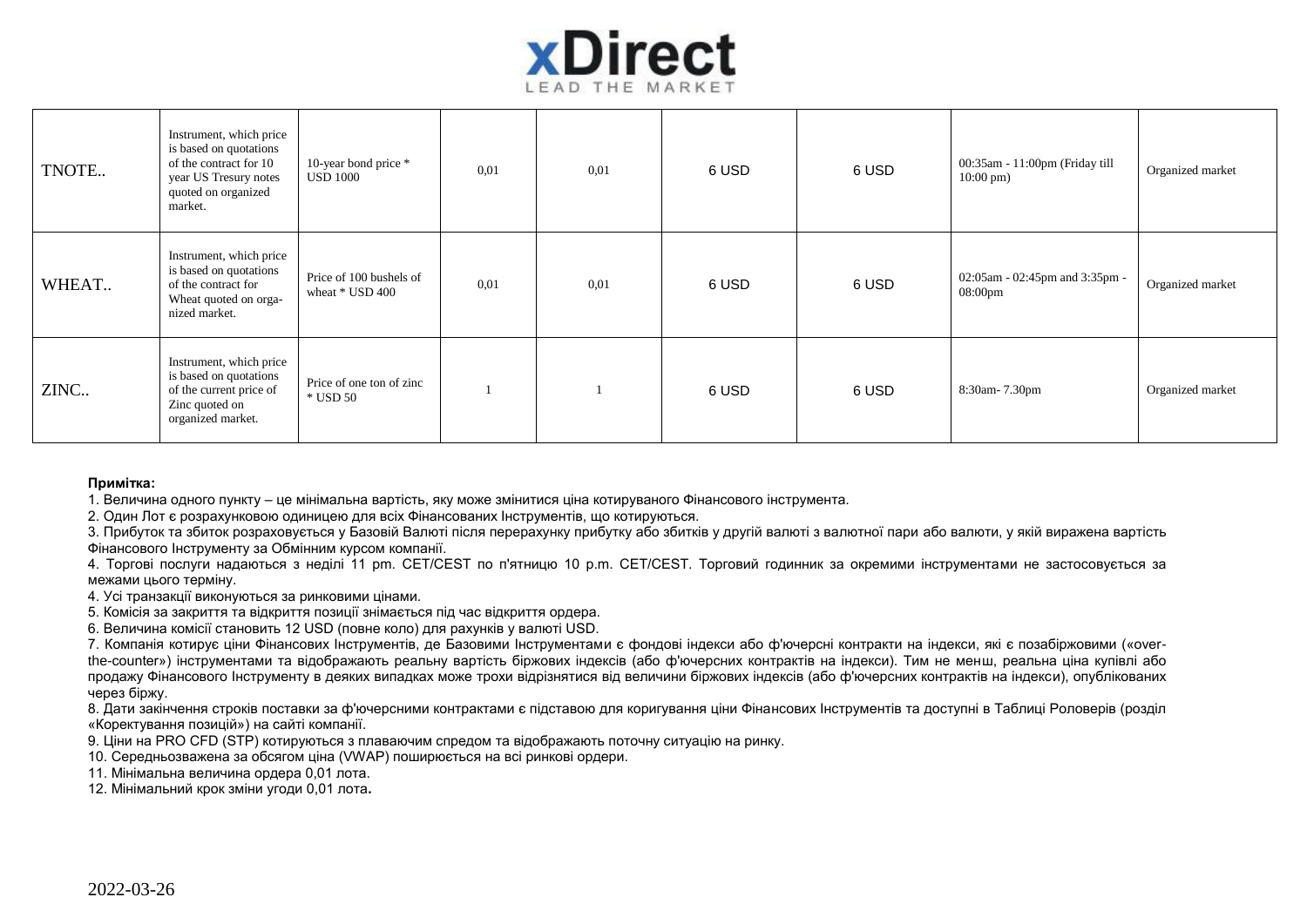| | | | | | | | | |
|---|---|---|---|---|---|---|---|---|
| TNOTE.. | Instrument, which price is based on quotations of the contract for 10 year US Tresury notes quoted on organized market. | 10-year bond price * USD 1000 | 0,01 | 0,01 | 6 USD | 6 USD | 00:35am - 11:00pm (Friday till 10:00 pm) | Organized market |
| WHEAT.. | Instrument, which price is based on quotations of the contract for Wheat quoted on orga-nized market. | Price of 100 bushels of wheat * USD 400 | 0,01 | 0,01 | 6 USD | 6 USD | 02:05am - 02:45pm and 3:35pm - 08:00pm | Organized market |
| ZINC.. | Instrument, which price is based on quotations of the current price of Zinc quoted on organized market. | Price of one ton of zinc * USD 50 | 1 | 1 | 6 USD | 6 USD | 8:30am- 7.30pm | Organized market |

**Примітка:**

1. Величина одного пункту – це мінімальна вартість, яку може змінитися ціна котируваного Фінансового інструмента.
2. Один Лот є розрахунковою одиницею для всіх Фінансованих Інструментів, що котируються.
3. Прибуток та збиток розраховується у Базовій Валюті після перерахунку прибутку або збитків у другій валюті з валютної пари або валюти, у якій виражена вартість Фінансового Інструменту за Обмінним курсом компанії.
4. Торгові послуги надаються з неділі 11 pm. CET/CEST по п'ятницю 10 p.m. CET/CEST. Торговий годинник за окремими інструментами не застосовується за межами цього терміну.
4. Усі транзакції виконуються за ринковими цінами.
5. Комісія за закриття та відкриття позиції знімається під час відкриття ордера.
6. Величина комісії становить 12 USD (повне коло) для рахунків у валюті USD.
7. Компанія котирує ціни Фінансових Інструментів, де Базовими Інструментами є фондові індекси або ф'ючерсні контракти на індекси, які є позабіржовими («over-the-counter») інструментами та відображають реальну вартість біржових індексів (або ф'ючерсних контрактів на індекси). Тим не менш, реальна ціна купівлі або продажу Фінансового Інструменту в деяких випадках може трохи відрізнятися від величини біржових індексів (або ф'ючерсних контрактів на індекси), опублікованих через біржу.
8. Дати закінчення строків поставки за ф'ючерсними контрактами є підставою для коригування ціни Фінансових Інструментів та доступні в Таблиці Роловерів (розділ «Коректування позицій») на сайті компанії.
9. Ціни на PRO CFD (STP) котируються з плаваючим спредом та відображають поточну ситуацію на ринку.
10. Середньозважена за обсягом ціна (VWAP) поширюється на всі ринкові ордери.
11. Мінімальна величина ордера 0,01 лота.
12. Мінімальний крок зміни угоди 0,01 лота**.**

2022-03-26